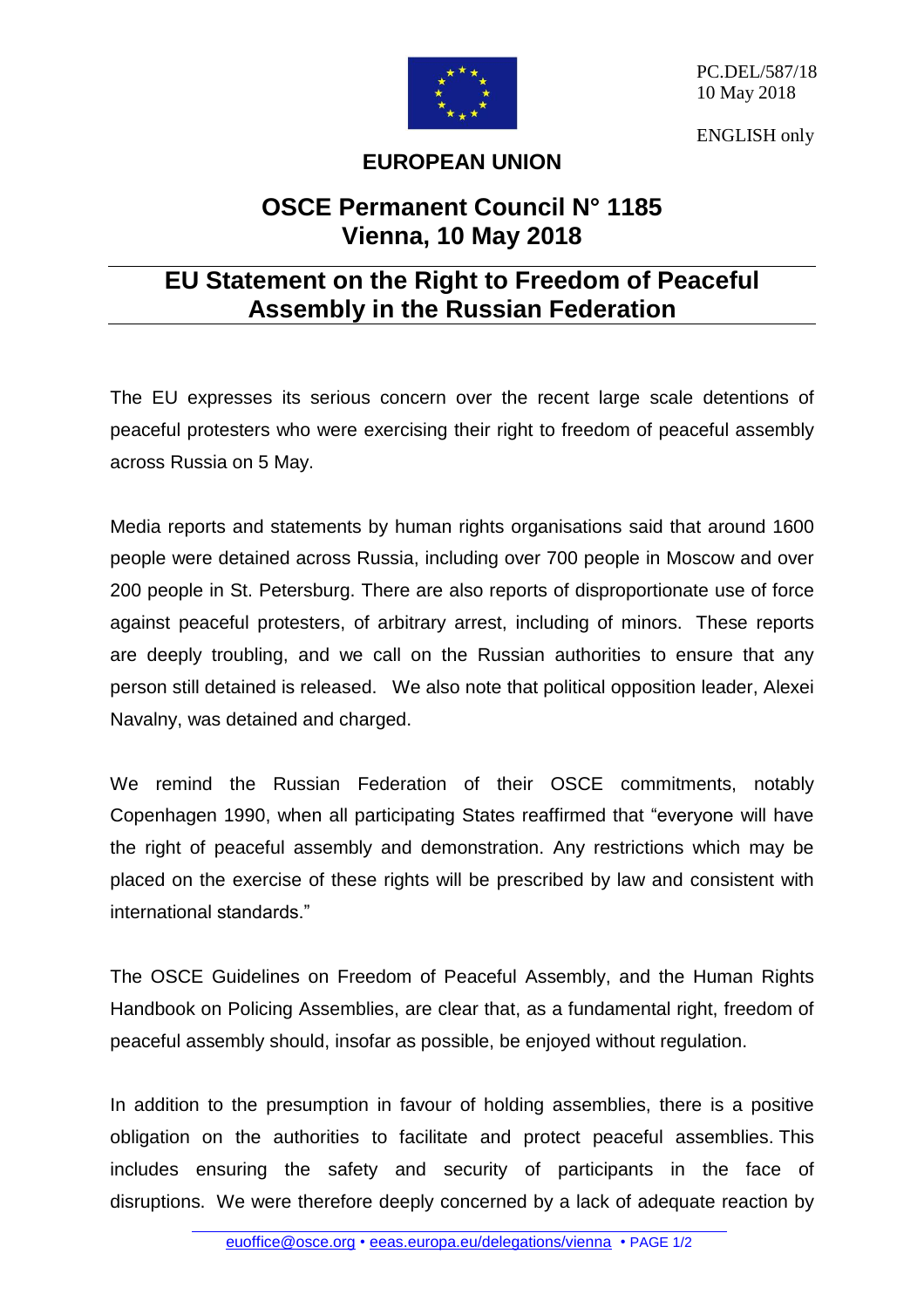PC.DEL/587/18
10 May 2018

ENGLISH only

**EUROPEAN UNION**

# OSCE Permanent Council N° 1185
# Vienna, 10 May 2018

## EU Statement on the Right to Freedom of Peaceful Assembly in the Russian Federation

The EU expresses its serious concern over the recent large scale detentions of peaceful protesters who were exercising their right to freedom of peaceful assembly across Russia on 5 May.

Media reports and statements by human rights organisations said that around 1600 people were detained across Russia, including over 700 people in Moscow and over 200 people in St. Petersburg. There are also reports of disproportionate use of force against peaceful protesters, of arbitrary arrest, including of minors. These reports are deeply troubling, and we call on the Russian authorities to ensure that any person still detained is released. We also note that political opposition leader, Alexei Navalny, was detained and charged.

We remind the Russian Federation of their OSCE commitments, notably Copenhagen 1990, when all participating States reaffirmed that "everyone will have the right of peaceful assembly and demonstration. Any restrictions which may be placed on the exercise of these rights will be prescribed by law and consistent with international standards."

The OSCE Guidelines on Freedom of Peaceful Assembly, and the Human Rights Handbook on Policing Assemblies, are clear that, as a fundamental right, freedom of peaceful assembly should, insofar as possible, be enjoyed without regulation.

In addition to the presumption in favour of holding assemblies, there is a positive obligation on the authorities to facilitate and protect peaceful assemblies. This includes ensuring the safety and security of participants in the face of disruptions. We were therefore deeply concerned by a lack of adequate reaction by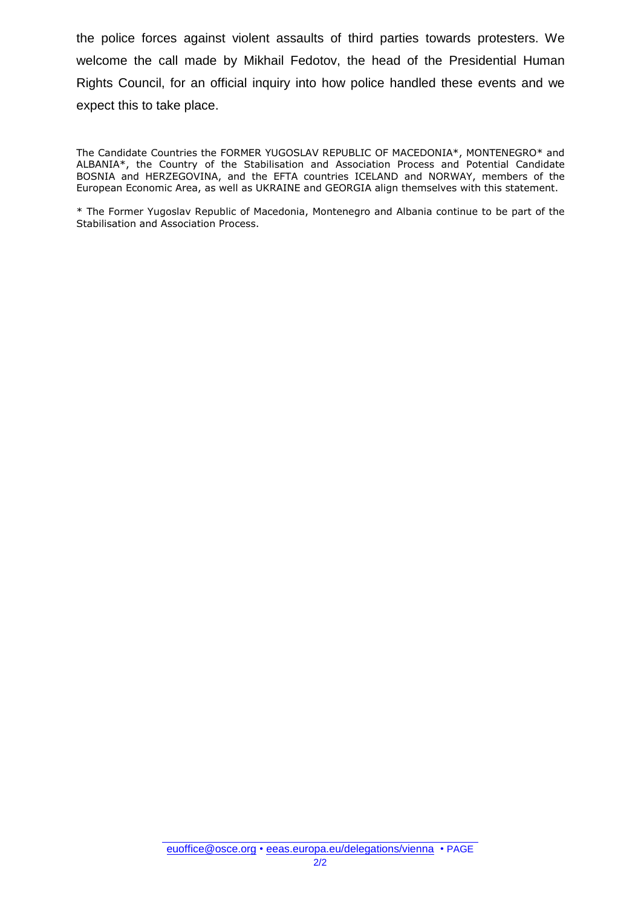the police forces against violent assaults of third parties towards protesters. We welcome the call made by Mikhail Fedotov, the head of the Presidential Human Rights Council, for an official inquiry into how police handled these events and we expect this to take place.

The Candidate Countries the FORMER YUGOSLAV REPUBLIC OF MACEDONIA*, MONTENEGRO* and ALBANIA*, the Country of the Stabilisation and Association Process and Potential Candidate BOSNIA and HERZEGOVINA, and the EFTA countries ICELAND and NORWAY, members of the European Economic Area, as well as UKRAINE and GEORGIA align themselves with this statement.

* The Former Yugoslav Republic of Macedonia, Montenegro and Albania continue to be part of the Stabilisation and Association Process.